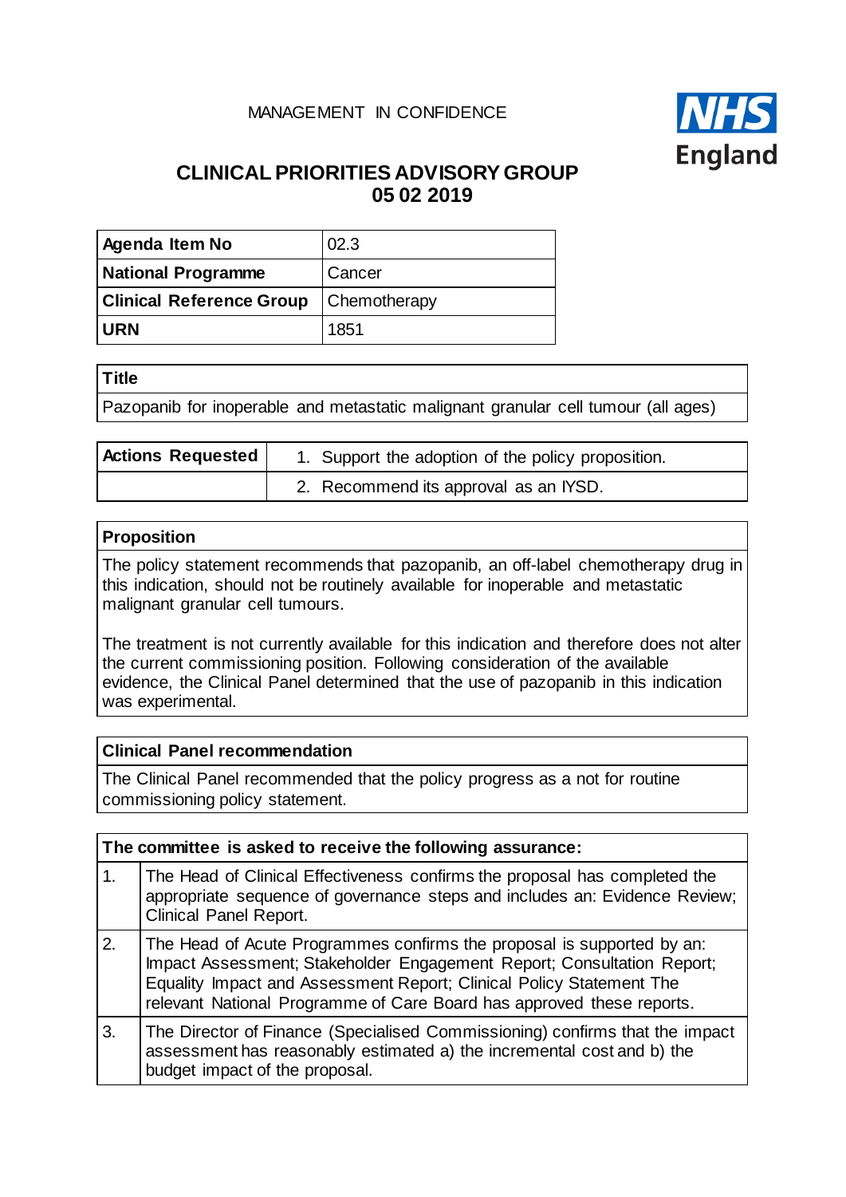MANAGEMENT IN CONFIDENCE

# CLINICAL PRIORITIES ADVISORY GROUP
## 05 02 2019

| **Agenda Item No** | 02.3 |
|---|---|
| **National Programme** | Cancer |
| **Clinical Reference Group** | Chemotherapy |
| **URN** | 1851 |

| **Title** |
|---|
| Pazopanib for inoperable and metastatic malignant granular cell tumour (all ages) |

| **Actions Requested** | 1. Support the adoption of the policy proposition. |
|---|---|
| | 2. Recommend its approval as an IYSD. |

| **Proposition** |
|---|
| The policy statement recommends that pazopanib, an off-label chemotherapy drug in this indication, should not be routinely available for inoperable and metastatic malignant granular cell tumours.<br><br>The treatment is not currently available for this indication and therefore does not alter the current commissioning position. Following consideration of the available evidence, the Clinical Panel determined that the use of pazopanib in this indication was experimental. |

| **Clinical Panel recommendation** |
|---|
| The Clinical Panel recommended that the policy progress as a not for routine commissioning policy statement. |

| **The committee is asked to receive the following assurance:** | |
|---|---|
| 1. | The Head of Clinical Effectiveness confirms the proposal has completed the appropriate sequence of governance steps and includes an: Evidence Review; Clinical Panel Report. |
| 2. | The Head of Acute Programmes confirms the proposal is supported by an: Impact Assessment; Stakeholder Engagement Report; Consultation Report; Equality Impact and Assessment Report; Clinical Policy Statement The relevant National Programme of Care Board has approved these reports. |
| 3. | The Director of Finance (Specialised Commissioning) confirms that the impact assessment has reasonably estimated a) the incremental cost and b) the budget impact of the proposal. |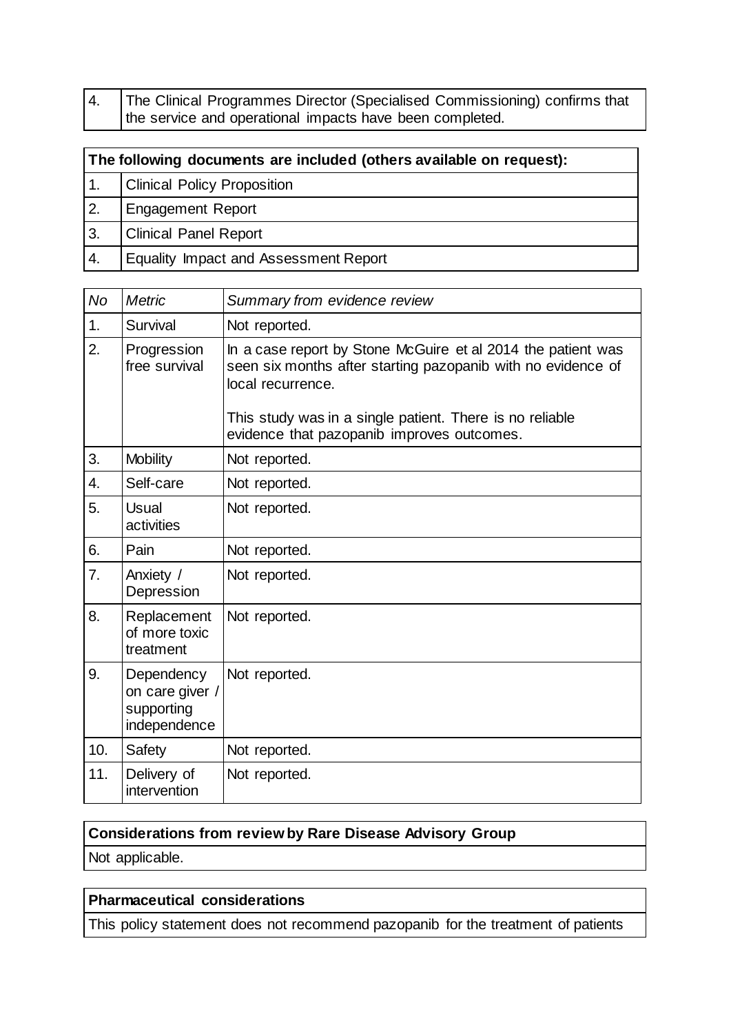| 4. | The Clinical Programmes Director (Specialised Commissioning) confirms that the service and operational impacts have been completed. |
|---|---|

| The following documents are included (others available on request): | |
|---|---|
| 1. | Clinical Policy Proposition |
| 2. | Engagement Report |
| 3. | Clinical Panel Report |
| 4. | Equality Impact and Assessment Report |

| *No* | *Metric* | *Summary from evidence review* |
|---|---|---|
| 1. | Survival | Not reported. |
| 2. | Progression free survival | In a case report by Stone McGuire et al 2014 the patient was seen six months after starting pazopanib with no evidence of local recurrence.<br><br>This study was in a single patient. There is no reliable evidence that pazopanib improves outcomes. |
| 3. | Mobility | Not reported. |
| 4. | Self-care | Not reported. |
| 5. | Usual activities | Not reported. |
| 6. | Pain | Not reported. |
| 7. | Anxiety / Depression | Not reported. |
| 8. | Replacement of more toxic treatment | Not reported. |
| 9. | Dependency on care giver / supporting independence | Not reported. |
| 10. | Safety | Not reported. |
| 11. | Delivery of intervention | Not reported. |

| Considerations from review by Rare Disease Advisory Group |
|---|
| Not applicable. |

| Pharmaceutical considerations |
|---|
| This policy statement does not recommend pazopanib for the treatment of patients |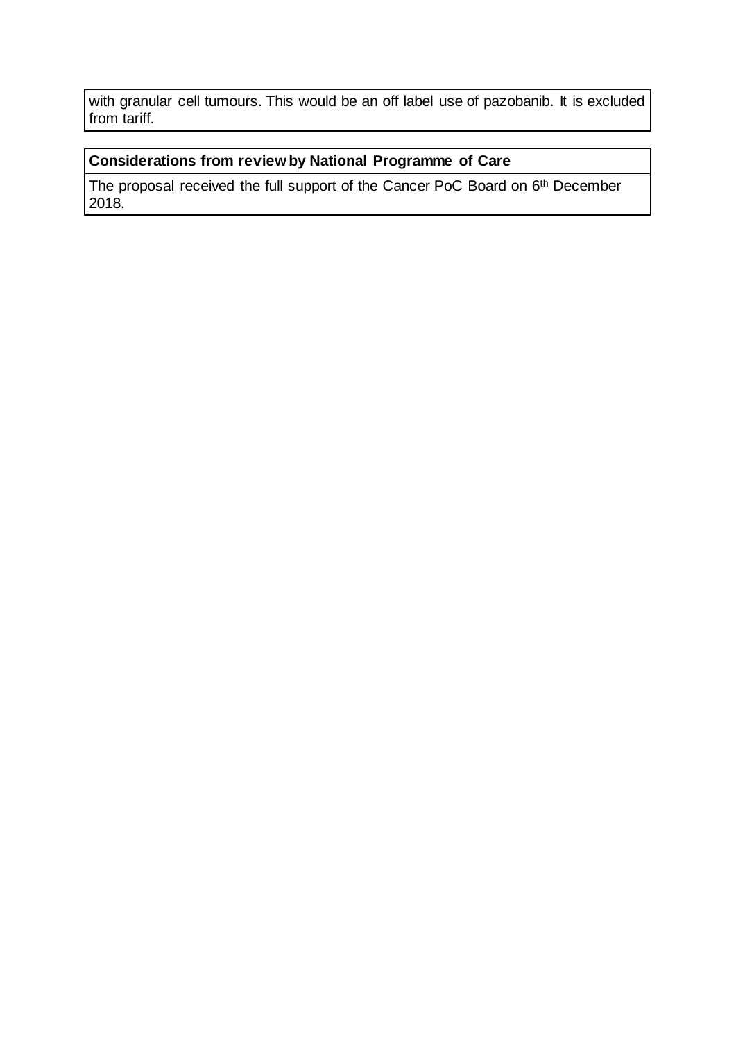with granular cell tumours. This would be an off label use of pazobanib. It is excluded from tariff.

**Considerations from review by National Programme of Care**

The proposal received the full support of the Cancer PoC Board on 6th December 2018.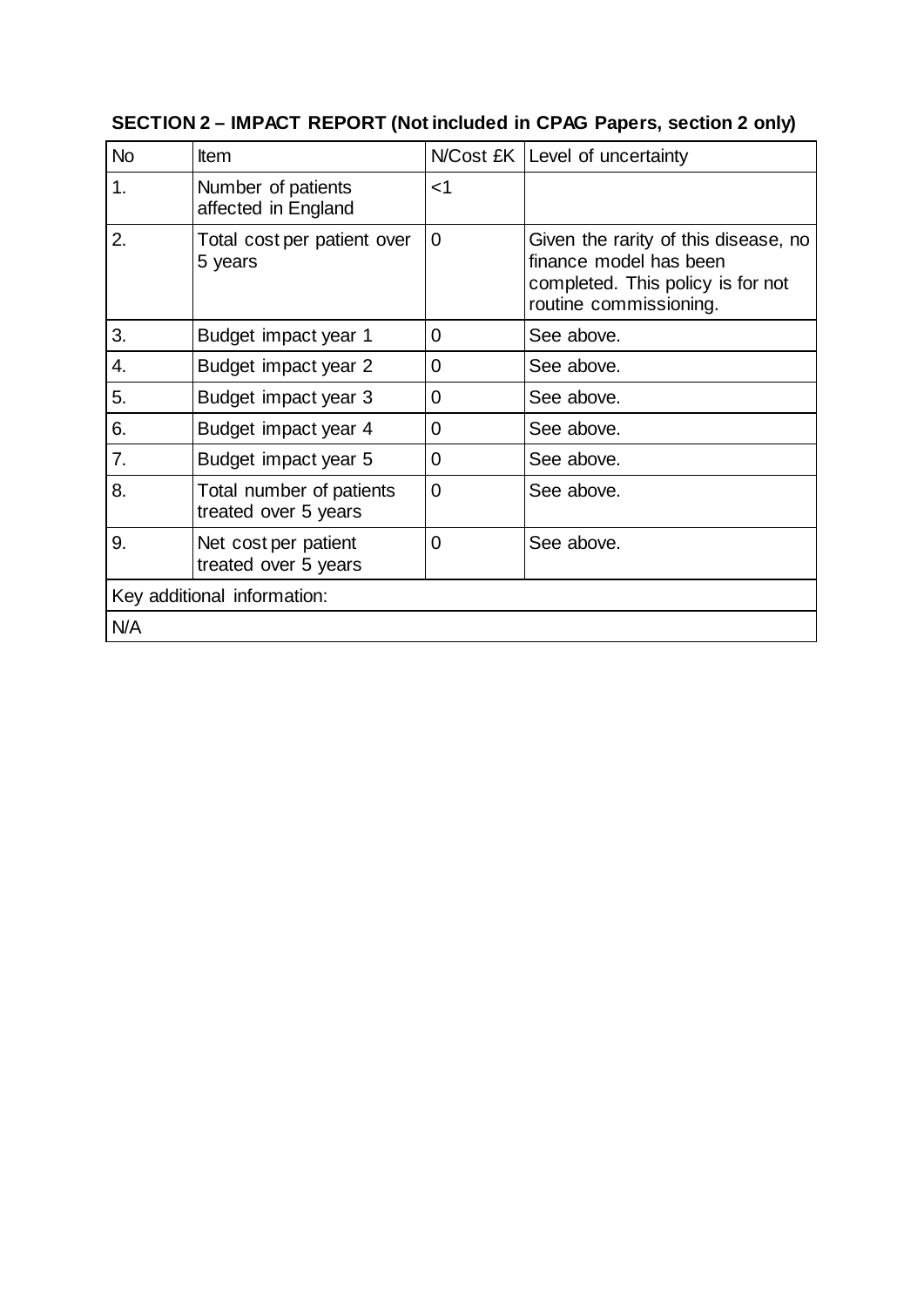**SECTION 2 – IMPACT REPORT (Not included in CPAG Papers, section 2 only)**

| No | Item | N/Cost £K | Level of uncertainty |
|---|---|---|---|
| 1. | Number of patients affected in England | <1 | |
| 2. | Total cost per patient over 5 years | 0 | Given the rarity of this disease, no finance model has been completed. This policy is for not routine commissioning. |
| 3. | Budget impact year 1 | 0 | See above. |
| 4. | Budget impact year 2 | 0 | See above. |
| 5. | Budget impact year 3 | 0 | See above. |
| 6. | Budget impact year 4 | 0 | See above. |
| 7. | Budget impact year 5 | 0 | See above. |
| 8. | Total number of patients treated over 5 years | 0 | See above. |
| 9. | Net cost per patient treated over 5 years | 0 | See above. |
| Key additional information: | | | |
| N/A | | | |